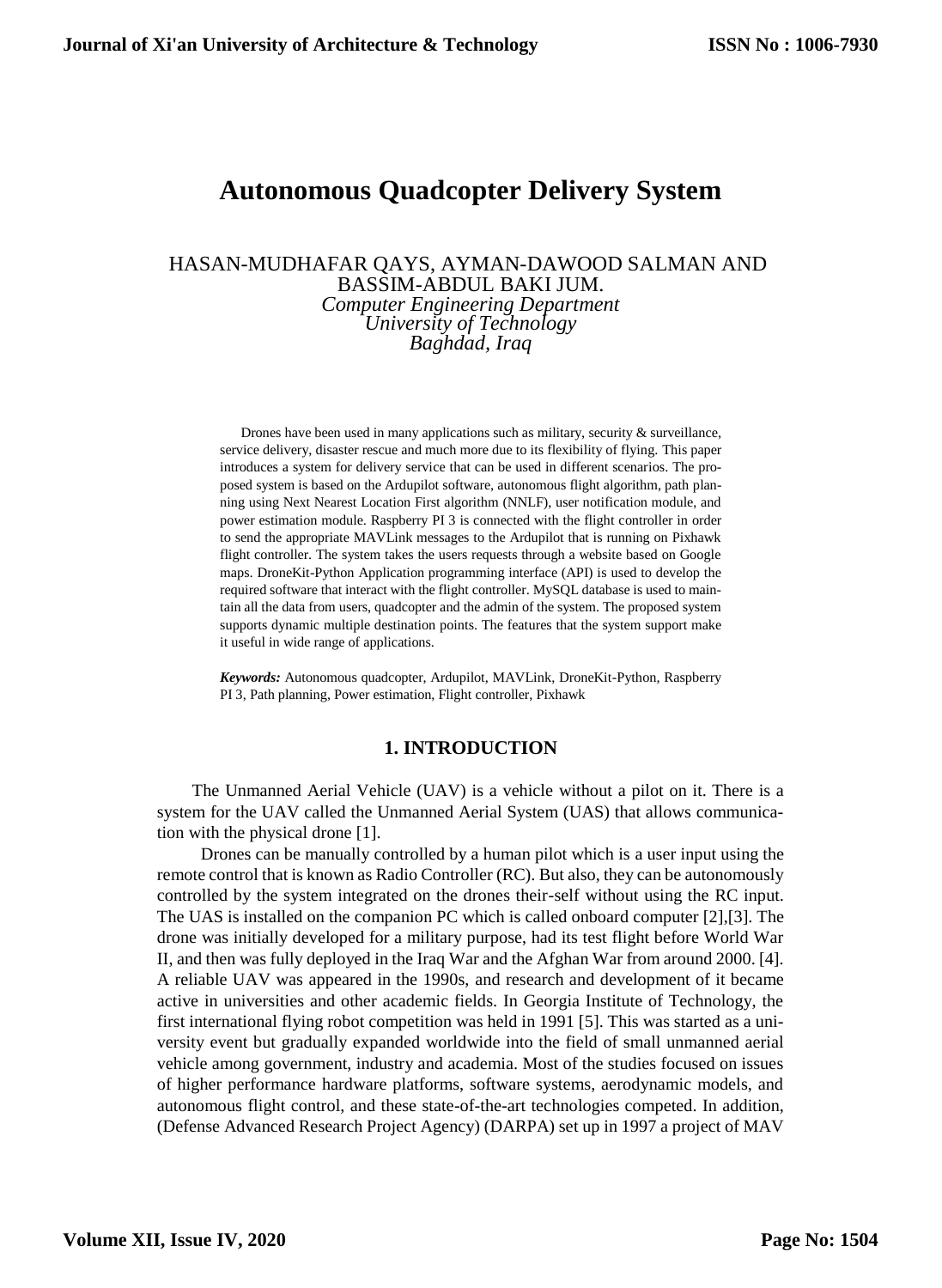# Autonomous Quadcopter Delivery System

HASAN-MUDHAFAR QAYS, AYMAN-DAWOOD SALMAN AND BASSIM-ABDUL BAKI JUM.

*Computer Engineering Department*
*University of Technology*
*Baghdad, Iraq*

Drones have been used in many applications such as military, security & surveillance, service delivery, disaster rescue and much more due to its flexibility of flying. This paper introduces a system for delivery service that can be used in different scenarios. The proposed system is based on the Ardupilot software, autonomous flight algorithm, path planning using Next Nearest Location First algorithm (NNLF), user notification module, and power estimation module. Raspberry PI 3 is connected with the flight controller in order to send the appropriate MAVLink messages to the Ardupilot that is running on Pixhawk flight controller. The system takes the users requests through a website based on Google maps. DroneKit-Python Application programming interface (API) is used to develop the required software that interact with the flight controller. MySQL database is used to maintain all the data from users, quadcopter and the admin of the system. The proposed system supports dynamic multiple destination points. The features that the system support make it useful in wide range of applications.

***Keywords:*** Autonomous quadcopter, Ardupilot, MAVLink, DroneKit-Python, Raspberry PI 3, Path planning, Power estimation, Flight controller, Pixhawk

## 1. INTRODUCTION

The Unmanned Aerial Vehicle (UAV) is a vehicle without a pilot on it. There is a system for the UAV called the Unmanned Aerial System (UAS) that allows communication with the physical drone [1].

Drones can be manually controlled by a human pilot which is a user input using the remote control that is known as Radio Controller (RC). But also, they can be autonomously controlled by the system integrated on the drones their-self without using the RC input. The UAS is installed on the companion PC which is called onboard computer [2],[3]. The drone was initially developed for a military purpose, had its test flight before World War II, and then was fully deployed in the Iraq War and the Afghan War from around 2000. [4]. A reliable UAV was appeared in the 1990s, and research and development of it became active in universities and other academic fields. In Georgia Institute of Technology, the first international flying robot competition was held in 1991 [5]. This was started as a university event but gradually expanded worldwide into the field of small unmanned aerial vehicle among government, industry and academia. Most of the studies focused on issues of higher performance hardware platforms, software systems, aerodynamic models, and autonomous flight control, and these state-of-the-art technologies competed. In addition, (Defense Advanced Research Project Agency) (DARPA) set up in 1997 a project of MAV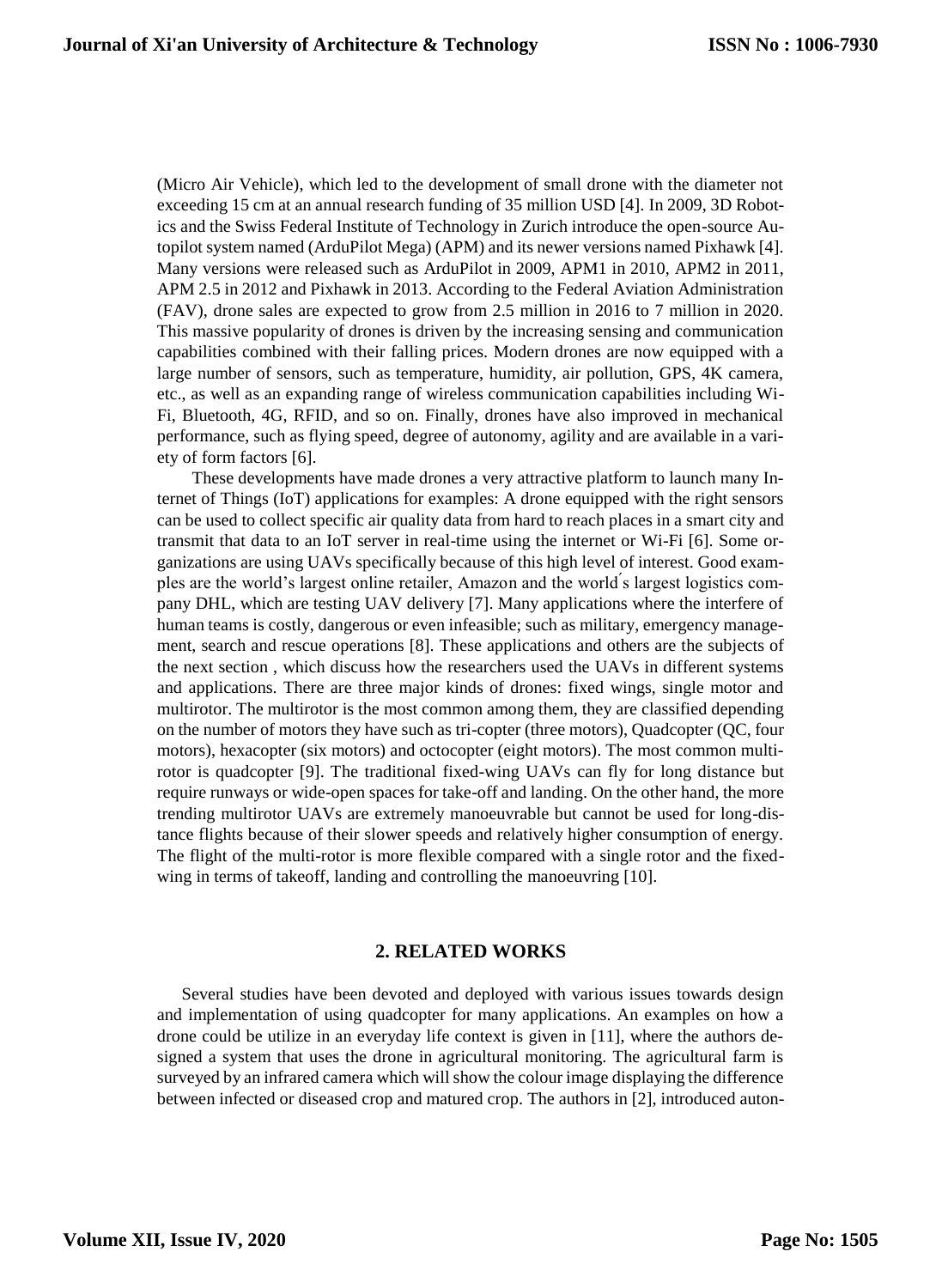(Micro Air Vehicle), which led to the development of small drone with the diameter not exceeding 15 cm at an annual research funding of 35 million USD [4]. In 2009, 3D Robotics and the Swiss Federal Institute of Technology in Zurich introduce the open-source Autopilot system named (ArduPilot Mega) (APM) and its newer versions named Pixhawk [4]. Many versions were released such as ArduPilot in 2009, APM1 in 2010, APM2 in 2011, APM 2.5 in 2012 and Pixhawk in 2013. According to the Federal Aviation Administration (FAV), drone sales are expected to grow from 2.5 million in 2016 to 7 million in 2020. This massive popularity of drones is driven by the increasing sensing and communication capabilities combined with their falling prices. Modern drones are now equipped with a large number of sensors, such as temperature, humidity, air pollution, GPS, 4K camera, etc., as well as an expanding range of wireless communication capabilities including Wi-Fi, Bluetooth, 4G, RFID, and so on. Finally, drones have also improved in mechanical performance, such as flying speed, degree of autonomy, agility and are available in a variety of form factors [6].

These developments have made drones a very attractive platform to launch many Internet of Things (IoT) applications for examples: A drone equipped with the right sensors can be used to collect specific air quality data from hard to reach places in a smart city and transmit that data to an IoT server in real-time using the internet or Wi-Fi [6]. Some organizations are using UAVs specifically because of this high level of interest. Good examples are the world's largest online retailer, Amazon and the world ́s largest logistics company DHL, which are testing UAV delivery [7]. Many applications where the interfere of human teams is costly, dangerous or even infeasible; such as military, emergency management, search and rescue operations [8]. These applications and others are the subjects of the next section , which discuss how the researchers used the UAVs in different systems and applications. There are three major kinds of drones: fixed wings, single motor and multirotor. The multirotor is the most common among them, they are classified depending on the number of motors they have such as tri-copter (three motors), Quadcopter (QC, four motors), hexacopter (six motors) and octocopter (eight motors). The most common multirotor is quadcopter [9]. The traditional fixed-wing UAVs can fly for long distance but require runways or wide-open spaces for take-off and landing. On the other hand, the more trending multirotor UAVs are extremely manoeuvrable but cannot be used for long-distance flights because of their slower speeds and relatively higher consumption of energy. The flight of the multi-rotor is more flexible compared with a single rotor and the fixed-wing in terms of takeoff, landing and controlling the manoeuvring [10].

## 2. RELATED WORKS

Several studies have been devoted and deployed with various issues towards design and implementation of using quadcopter for many applications. An examples on how a drone could be utilize in an everyday life context is given in [11], where the authors designed a system that uses the drone in agricultural monitoring. The agricultural farm is surveyed by an infrared camera which will show the colour image displaying the difference between infected or diseased crop and matured crop. The authors in [2], introduced auton-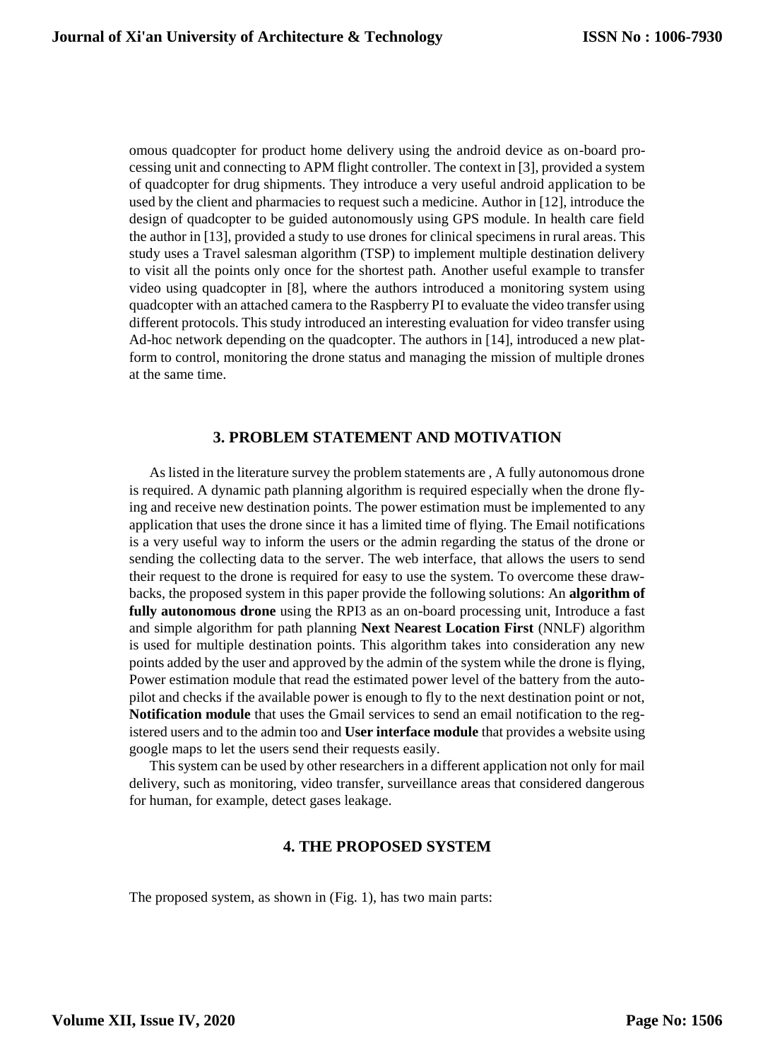omous quadcopter for product home delivery using the android device as on-board processing unit and connecting to APM flight controller. The context in [3], provided a system of quadcopter for drug shipments. They introduce a very useful android application to be used by the client and pharmacies to request such a medicine. Author in [12], introduce the design of quadcopter to be guided autonomously using GPS module. In health care field the author in [13], provided a study to use drones for clinical specimens in rural areas. This study uses a Travel salesman algorithm (TSP) to implement multiple destination delivery to visit all the points only once for the shortest path. Another useful example to transfer video using quadcopter in [8], where the authors introduced a monitoring system using quadcopter with an attached camera to the Raspberry PI to evaluate the video transfer using different protocols. This study introduced an interesting evaluation for video transfer using Ad-hoc network depending on the quadcopter. The authors in [14], introduced a new platform to control, monitoring the drone status and managing the mission of multiple drones at the same time.

## 3. PROBLEM STATEMENT AND MOTIVATION

As listed in the literature survey the problem statements are , A fully autonomous drone is required. A dynamic path planning algorithm is required especially when the drone flying and receive new destination points. The power estimation must be implemented to any application that uses the drone since it has a limited time of flying. The Email notifications is a very useful way to inform the users or the admin regarding the status of the drone or sending the collecting data to the server. The web interface, that allows the users to send their request to the drone is required for easy to use the system. To overcome these drawbacks, the proposed system in this paper provide the following solutions: An **algorithm of fully autonomous drone** using the RPI3 as an on-board processing unit, Introduce a fast and simple algorithm for path planning **Next Nearest Location First** (NNLF) algorithm is used for multiple destination points. This algorithm takes into consideration any new points added by the user and approved by the admin of the system while the drone is flying, Power estimation module that read the estimated power level of the battery from the autopilot and checks if the available power is enough to fly to the next destination point or not, **Notification module** that uses the Gmail services to send an email notification to the registered users and to the admin too and **User interface module** that provides a website using google maps to let the users send their requests easily.

This system can be used by other researchers in a different application not only for mail delivery, such as monitoring, video transfer, surveillance areas that considered dangerous for human, for example, detect gases leakage.

## 4. THE PROPOSED SYSTEM

The proposed system, as shown in (Fig. 1), has two main parts: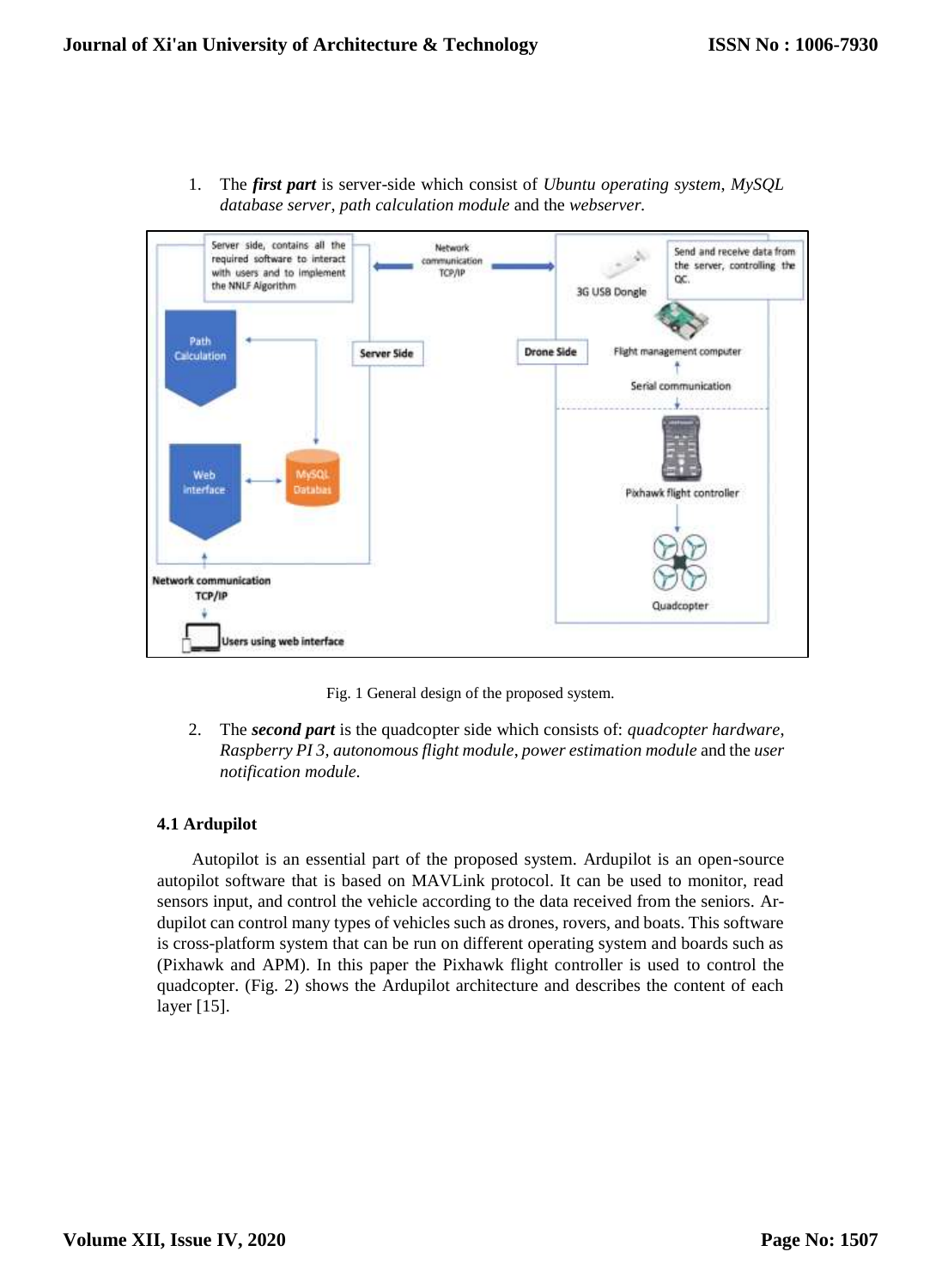1. The ***first part*** is server-side which consist of *Ubuntu operating system*, *MySQL database server*, *path calculation module* and the *webserver.*

Fig. 1 General design of the proposed system.

2. The ***second part*** is the quadcopter side which consists of: *quadcopter hardware*, *Raspberry PI 3*, *autonomous flight module*, *power estimation module* and the *user notification module.*

### 4.1 Ardupilot

Autopilot is an essential part of the proposed system. Ardupilot is an open-source autopilot software that is based on MAVLink protocol. It can be used to monitor, read sensors input, and control the vehicle according to the data received from the seniors. Ardupilot can control many types of vehicles such as drones, rovers, and boats. This software is cross-platform system that can be run on different operating system and boards such as (Pixhawk and APM). In this paper the Pixhawk flight controller is used to control the quadcopter. (Fig. 2) shows the Ardupilot architecture and describes the content of each layer [15].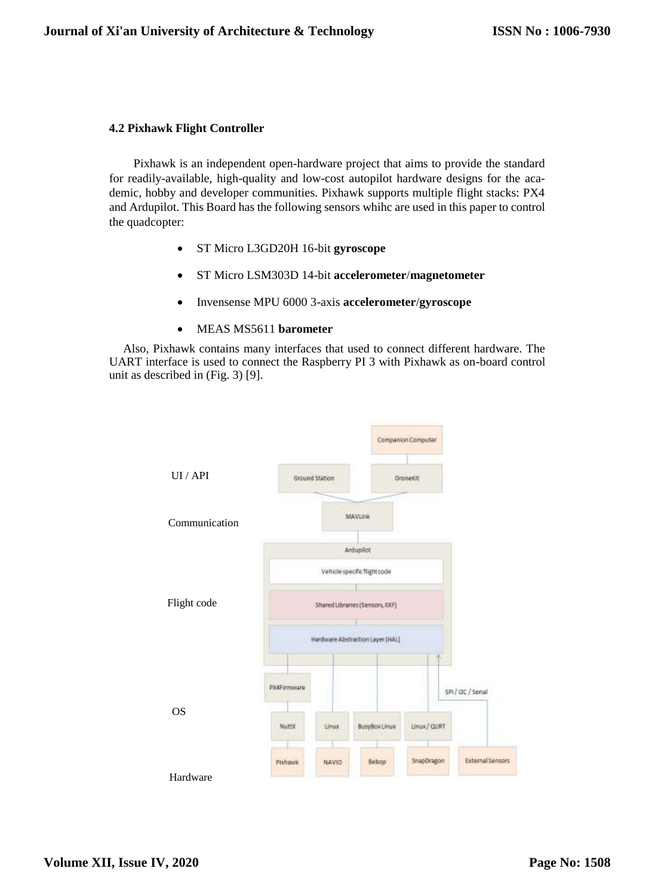### 4.2 Pixhawk Flight Controller

Pixhawk is an independent open-hardware project that aims to provide the standard for readily-available, high-quality and low-cost autopilot hardware designs for the academic, hobby and developer communities. Pixhawk supports multiple flight stacks: PX4 and Ardupilot. This Board has the following sensors whihc are used in this paper to control the quadcopter:

- ST Micro L3GD20H 16-bit **gyroscope**
- ST Micro LSM303D 14-bit **accelerometer**/**magnetometer**
- Invensense MPU 6000 3-axis **accelerometer**/**gyroscope**
- MEAS MS5611 **barometer**

Also, Pixhawk contains many interfaces that used to connect different hardware. The UART interface is used to connect the Raspberry PI 3 with Pixhawk as on-board control unit as described in (Fig. 3) [9].

UI / API

Communication

Flight code

OS

Hardware

Companion Computer

Ground Station

DroneKit

MAVLink

Ardupilot

Vehicle specific flight code

Shared Libraries (Sensors, EKF)

Hardware Abstraction Layer (HAL)

PX4Firmware

SPI / I2C / Serial

NuttX

Linux

BusyBox Linux

Linux / QURT

Pixhawk

NAVIO

Bebop

SnapDragon

External Sensors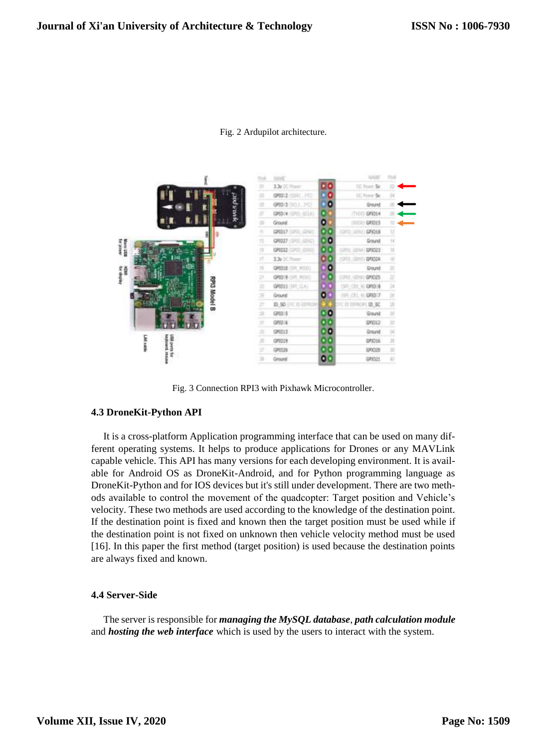Fig. 2 Ardupilot architecture.

Fig. 3 Connection RPI3 with Pixhawk Microcontroller.

### 4.3 DroneKit-Python API

It is a cross-platform Application programming interface that can be used on many different operating systems. It helps to produce applications for Drones or any MAVLink capable vehicle. This API has many versions for each developing environment. It is available for Android OS as DroneKit-Android, and for Python programming language as DroneKit-Python and for IOS devices but it's still under development. There are two methods available to control the movement of the quadcopter: Target position and Vehicle's velocity. These two methods are used according to the knowledge of the destination point. If the destination point is fixed and known then the target position must be used while if the destination point is not fixed on unknown then vehicle velocity method must be used [16]. In this paper the first method (target position) is used because the destination points are always fixed and known.

### 4.4 Server-Side

The server is responsible for ***managing the MySQL database***, ***path calculation module*** and ***hosting the web interface*** which is used by the users to interact with the system.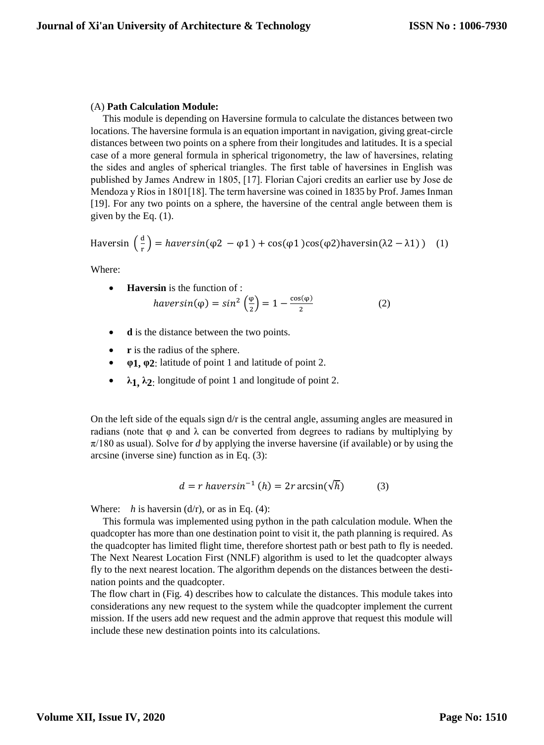(A) **Path Calculation Module:**

This module is depending on Haversine formula to calculate the distances between two locations. The haversine formula is an equation important in navigation, giving great-circle distances between two points on a sphere from their longitudes and latitudes. It is a special case of a more general formula in spherical trigonometry, the law of haversines, relating the sides and angles of spherical triangles. The first table of haversines in English was published by James Andrew in 1805, [17]. Florian Cajori credits an earlier use by Jose de Mendoza y Ríos in 1801[18]. The term haversine was coined in 1835 by Prof. James Inman [19]. For any two points on a sphere, the haversine of the central angle between them is given by the Eq. (1).

$$\text{Haversin}\left(\frac{d}{r}\right) = haversin(\varphi 2 - \varphi 1) + \cos(\varphi 1)\cos(\varphi 2)\text{haversin}(\lambda 2 - \lambda 1) \quad (1)$$

Where:

- **Haversin** is the function of :
$$haversin(\varphi) = sin^2\left(\frac{\varphi}{2}\right) = 1 - \frac{\cos(\varphi)}{2} \quad (2)$$
- **d** is the distance between the two points.
- **r** is the radius of the sphere.
- **φ1, φ2**: latitude of point 1 and latitude of point 2.
- **$\lambda_1$, $\lambda_2$**: longitude of point 1 and longitude of point 2.

On the left side of the equals sign d/r is the central angle, assuming angles are measured in radians (note that φ and λ can be converted from degrees to radians by multiplying by π/180 as usual). Solve for *d* by applying the inverse haversine (if available) or by using the arcsine (inverse sine) function as in Eq. (3):

$$d = r\ haversin^{-1}(h) = 2r \arcsin(\sqrt{h}) \quad (3)$$

Where: *h* is haversin (d/r), or as in Eq. (4):

This formula was implemented using python in the path calculation module. When the quadcopter has more than one destination point to visit it, the path planning is required. As the quadcopter has limited flight time, therefore shortest path or best path to fly is needed. The Next Nearest Location First (NNLF) algorithm is used to let the quadcopter always fly to the next nearest location. The algorithm depends on the distances between the destination points and the quadcopter.

The flow chart in (Fig. 4) describes how to calculate the distances. This module takes into considerations any new request to the system while the quadcopter implement the current mission. If the users add new request and the admin approve that request this module will include these new destination points into its calculations.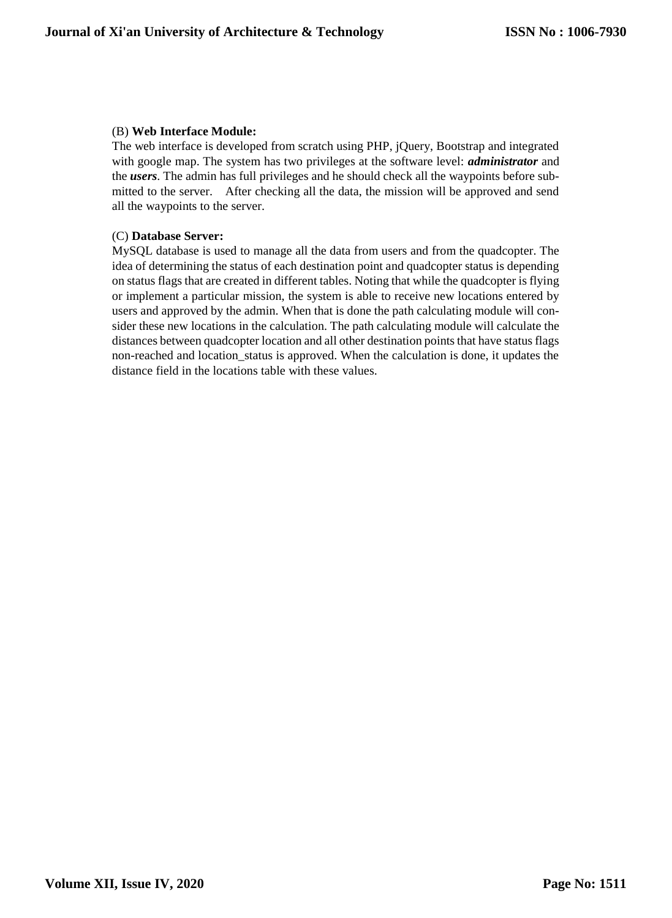(B) **Web Interface Module:**

The web interface is developed from scratch using PHP, jQuery, Bootstrap and integrated with google map. The system has two privileges at the software level: ***administrator*** and the ***users***. The admin has full privileges and he should check all the waypoints before submitted to the server. After checking all the data, the mission will be approved and send all the waypoints to the server.

(C) **Database Server:**

MySQL database is used to manage all the data from users and from the quadcopter. The idea of determining the status of each destination point and quadcopter status is depending on status flags that are created in different tables. Noting that while the quadcopter is flying or implement a particular mission, the system is able to receive new locations entered by users and approved by the admin. When that is done the path calculating module will consider these new locations in the calculation. The path calculating module will calculate the distances between quadcopter location and all other destination points that have status flags non-reached and location_status is approved. When the calculation is done, it updates the distance field in the locations table with these values.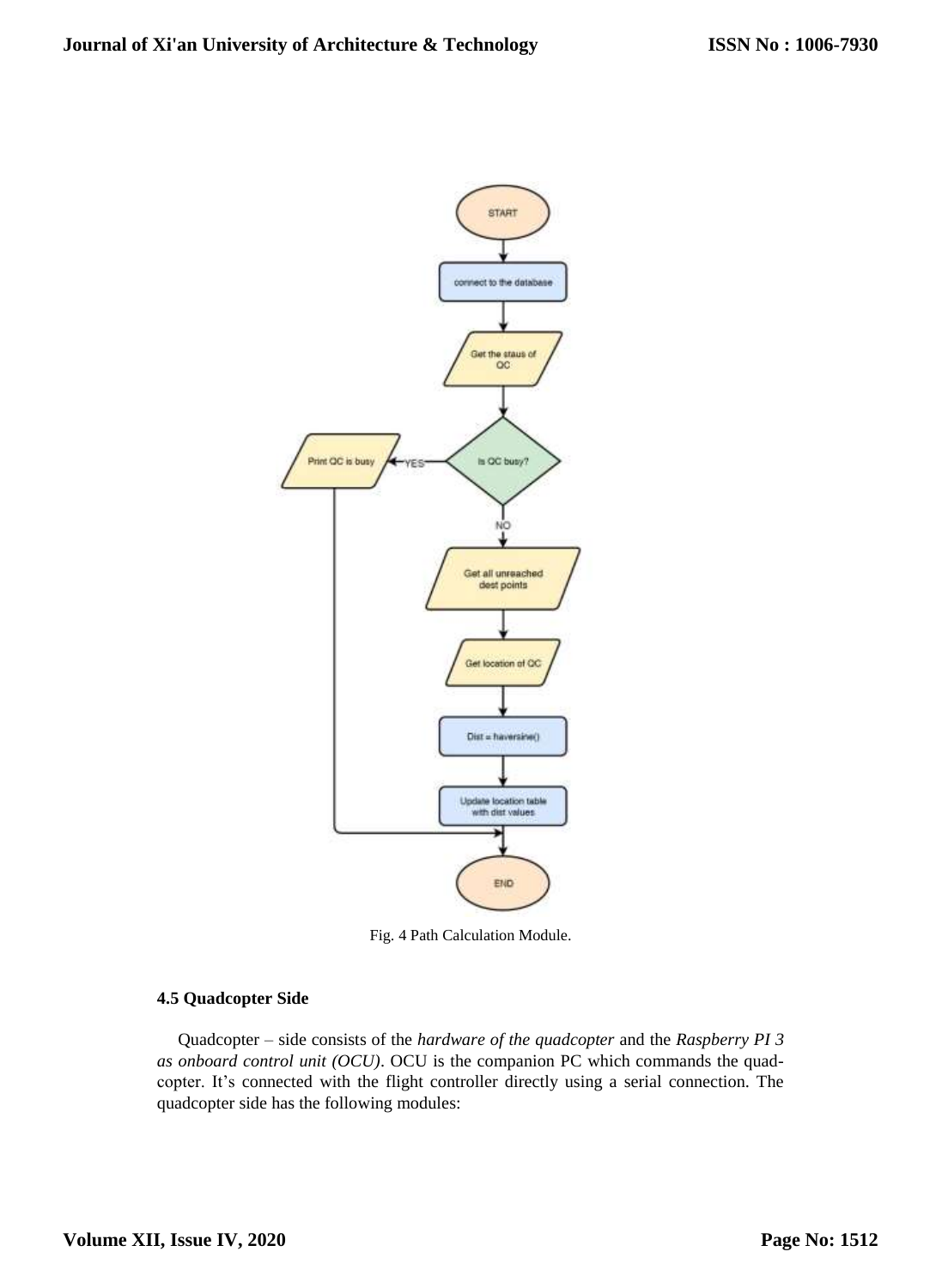Fig. 4 Path Calculation Module.

### 4.5 Quadcopter Side

Quadcopter – side consists of the *hardware of the quadcopter* and the *Raspberry PI 3 as onboard control unit (OCU)*. OCU is the companion PC which commands the quad-copter. It's connected with the flight controller directly using a serial connection. The quadcopter side has the following modules: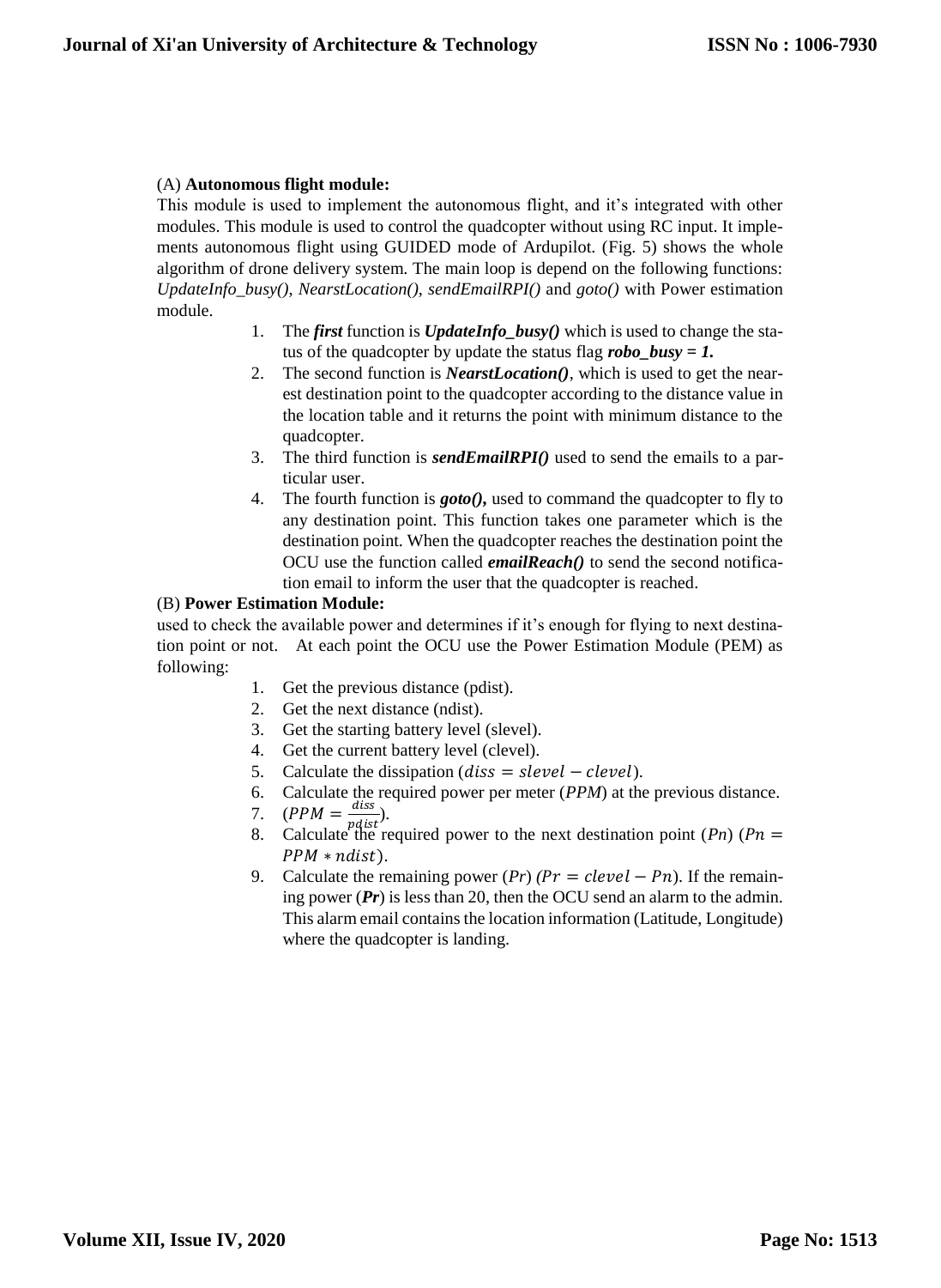(A) **Autonomous flight module:**

This module is used to implement the autonomous flight, and it's integrated with other modules. This module is used to control the quadcopter without using RC input. It implements autonomous flight using GUIDED mode of Ardupilot. (Fig. 5) shows the whole algorithm of drone delivery system. The main loop is depend on the following functions: *UpdateInfo_busy()*, *NearstLocation()*, *sendEmailRPI()* and *goto()* with Power estimation module.

1. The ***first*** function is ***UpdateInfo_busy()*** which is used to change the status of the quadcopter by update the status flag ***robo_busy = 1.***
2. The second function is ***NearstLocation()***, which is used to get the nearest destination point to the quadcopter according to the distance value in the location table and it returns the point with minimum distance to the quadcopter.
3. The third function is ***sendEmailRPI()*** used to send the emails to a particular user.
4. The fourth function is ***goto(),*** used to command the quadcopter to fly to any destination point. This function takes one parameter which is the destination point. When the quadcopter reaches the destination point the OCU use the function called ***emailReach()*** to send the second notification email to inform the user that the quadcopter is reached.

(B) **Power Estimation Module:**

used to check the available power and determines if it's enough for flying to next destination point or not. At each point the OCU use the Power Estimation Module (PEM) as following:

1. Get the previous distance (pdist).
2. Get the next distance (ndist).
3. Get the starting battery level (slevel).
4. Get the current battery level (clevel).
5. Calculate the dissipation ($diss = slevel - clevel$).
6. Calculate the required power per meter (*PPM*) at the previous distance.
7. ($PPM = \frac{diss}{pdist}$).
8. Calculate the required power to the next destination point (*Pn*) ($Pn = PPM * ndist$).
9. Calculate the remaining power (*Pr*) ($Pr = clevel - Pn$). If the remaining power (***Pr***) is less than 20, then the OCU send an alarm to the admin. This alarm email contains the location information (Latitude, Longitude) where the quadcopter is landing.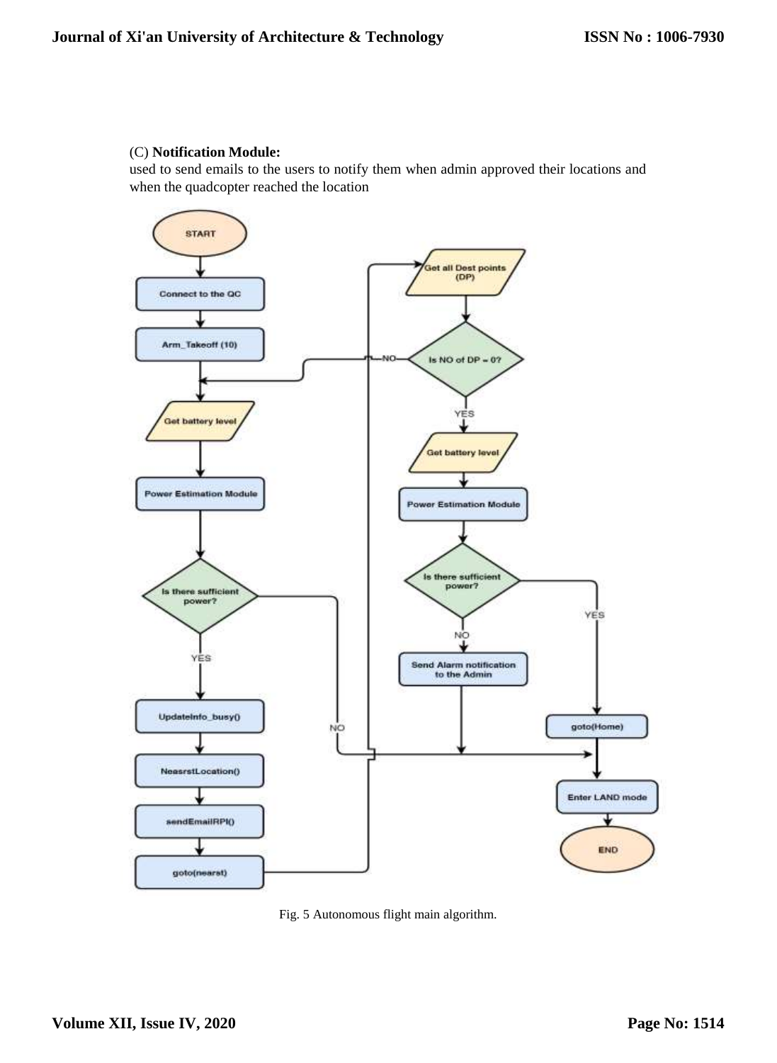(C) **Notification Module:**

used to send emails to the users to notify them when admin approved their locations and when the quadcopter reached the location

Fig. 5 Autonomous flight main algorithm.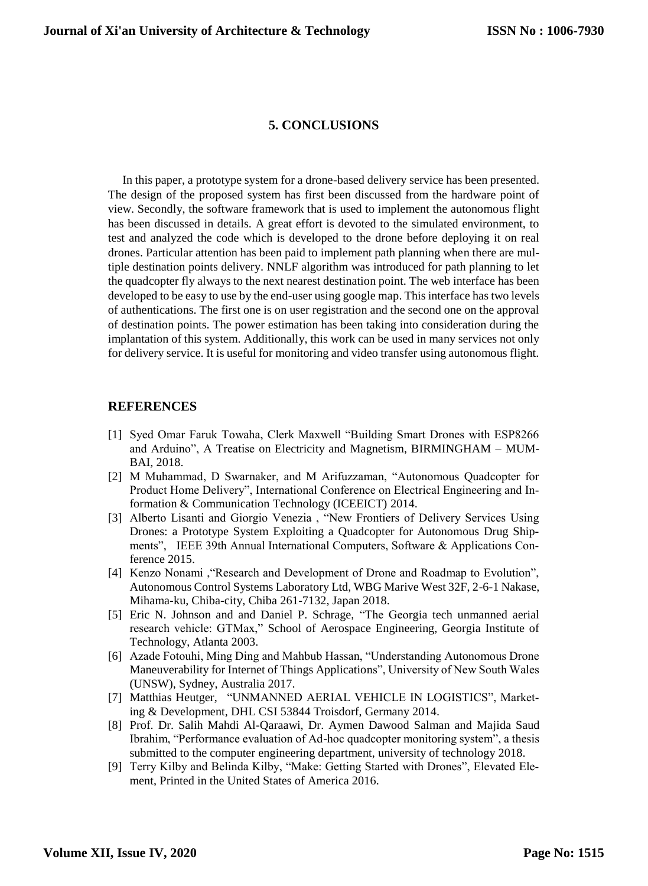## 5. CONCLUSIONS

In this paper, a prototype system for a drone-based delivery service has been presented. The design of the proposed system has first been discussed from the hardware point of view. Secondly, the software framework that is used to implement the autonomous flight has been discussed in details. A great effort is devoted to the simulated environment, to test and analyzed the code which is developed to the drone before deploying it on real drones. Particular attention has been paid to implement path planning when there are multiple destination points delivery. NNLF algorithm was introduced for path planning to let the quadcopter fly always to the next nearest destination point. The web interface has been developed to be easy to use by the end-user using google map. This interface has two levels of authentications. The first one is on user registration and the second one on the approval of destination points. The power estimation has been taking into consideration during the implantation of this system. Additionally, this work can be used in many services not only for delivery service. It is useful for monitoring and video transfer using autonomous flight.

## REFERENCES

[1] Syed Omar Faruk Towaha, Clerk Maxwell "Building Smart Drones with ESP8266 and Arduino", A Treatise on Electricity and Magnetism, BIRMINGHAM – MUMBAI, 2018.

[2] M Muhammad, D Swarnaker, and M Arifuzzaman, "Autonomous Quadcopter for Product Home Delivery", International Conference on Electrical Engineering and Information & Communication Technology (ICEEICT) 2014.

[3] Alberto Lisanti and Giorgio Venezia , "New Frontiers of Delivery Services Using Drones: a Prototype System Exploiting a Quadcopter for Autonomous Drug Shipments", IEEE 39th Annual International Computers, Software & Applications Conference 2015.

[4] Kenzo Nonami ,"Research and Development of Drone and Roadmap to Evolution", Autonomous Control Systems Laboratory Ltd, WBG Marive West 32F, 2-6-1 Nakase, Mihama-ku, Chiba-city, Chiba 261-7132, Japan 2018.

[5] Eric N. Johnson and and Daniel P. Schrage, "The Georgia tech unmanned aerial research vehicle: GTMax," School of Aerospace Engineering, Georgia Institute of Technology, Atlanta 2003.

[6] Azade Fotouhi, Ming Ding and Mahbub Hassan, "Understanding Autonomous Drone Maneuverability for Internet of Things Applications", University of New South Wales (UNSW), Sydney, Australia 2017.

[7] Matthias Heutger, "UNMANNED AERIAL VEHICLE IN LOGISTICS", Marketing & Development, DHL CSI 53844 Troisdorf, Germany 2014.

[8] Prof. Dr. Salih Mahdi Al-Qaraawi, Dr. Aymen Dawood Salman and Majida Saud Ibrahim, "Performance evaluation of Ad-hoc quadcopter monitoring system", a thesis submitted to the computer engineering department, university of technology 2018.

[9] Terry Kilby and Belinda Kilby, "Make: Getting Started with Drones", Elevated Element, Printed in the United States of America 2016.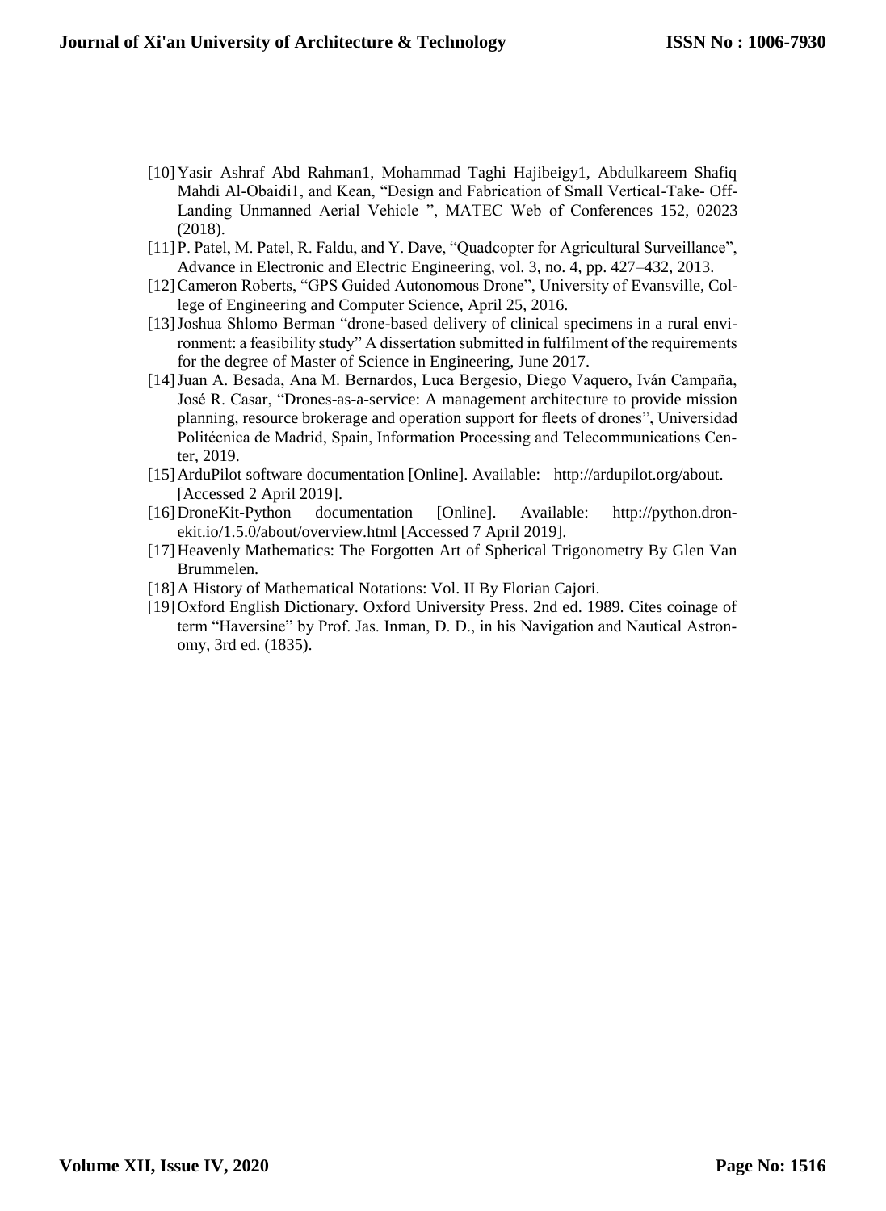[10] Yasir Ashraf Abd Rahman1, Mohammad Taghi Hajibeigy1, Abdulkareem Shafiq Mahdi Al-Obaidi1, and Kean, "Design and Fabrication of Small Vertical-Take- Off-Landing Unmanned Aerial Vehicle ", MATEC Web of Conferences 152, 02023 (2018).

[11] P. Patel, M. Patel, R. Faldu, and Y. Dave, "Quadcopter for Agricultural Surveillance", Advance in Electronic and Electric Engineering, vol. 3, no. 4, pp. 427–432, 2013.

[12] Cameron Roberts, "GPS Guided Autonomous Drone", University of Evansville, College of Engineering and Computer Science, April 25, 2016.

[13] Joshua Shlomo Berman "drone-based delivery of clinical specimens in a rural environment: a feasibility study" A dissertation submitted in fulfilment of the requirements for the degree of Master of Science in Engineering, June 2017.

[14] Juan A. Besada, Ana M. Bernardos, Luca Bergesio, Diego Vaquero, Iván Campaña, José R. Casar, "Drones-as-a-service: A management architecture to provide mission planning, resource brokerage and operation support for fleets of drones", Universidad Politécnica de Madrid, Spain, Information Processing and Telecommunications Center, 2019.

[15] ArduPilot software documentation [Online]. Available: http://ardupilot.org/about. [Accessed 2 April 2019].

[16] DroneKit-Python documentation [Online]. Available: http://python.dronekit.io/1.5.0/about/overview.html [Accessed 7 April 2019].

[17] Heavenly Mathematics: The Forgotten Art of Spherical Trigonometry By Glen Van Brummelen.

[18] A History of Mathematical Notations: Vol. II By Florian Cajori.

[19] Oxford English Dictionary. Oxford University Press. 2nd ed. 1989. Cites coinage of term "Haversine" by Prof. Jas. Inman, D. D., in his Navigation and Nautical Astronomy, 3rd ed. (1835).